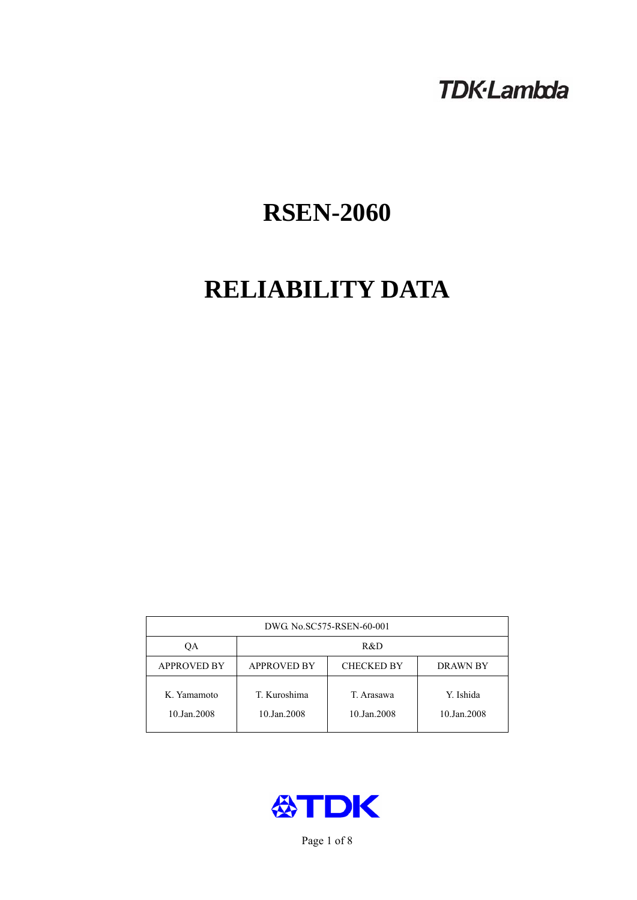TDK·Lambda

# RSEN-2060

# RELIABILITY DATA

| DWG. No.SC575-RSEN-60-001 | | | |
|---|---|---|---|
| QA | R&D | | |
| APPROVED BY | APPROVED BY | CHECKED BY | DRAWN BY |
| K. Yamamoto<br>10.Jan.2008 | T. Kuroshima<br>10.Jan.2008 | T. Arasawa<br>10.Jan.2008 | Y. Ishida<br>10.Jan.2008 |

TDK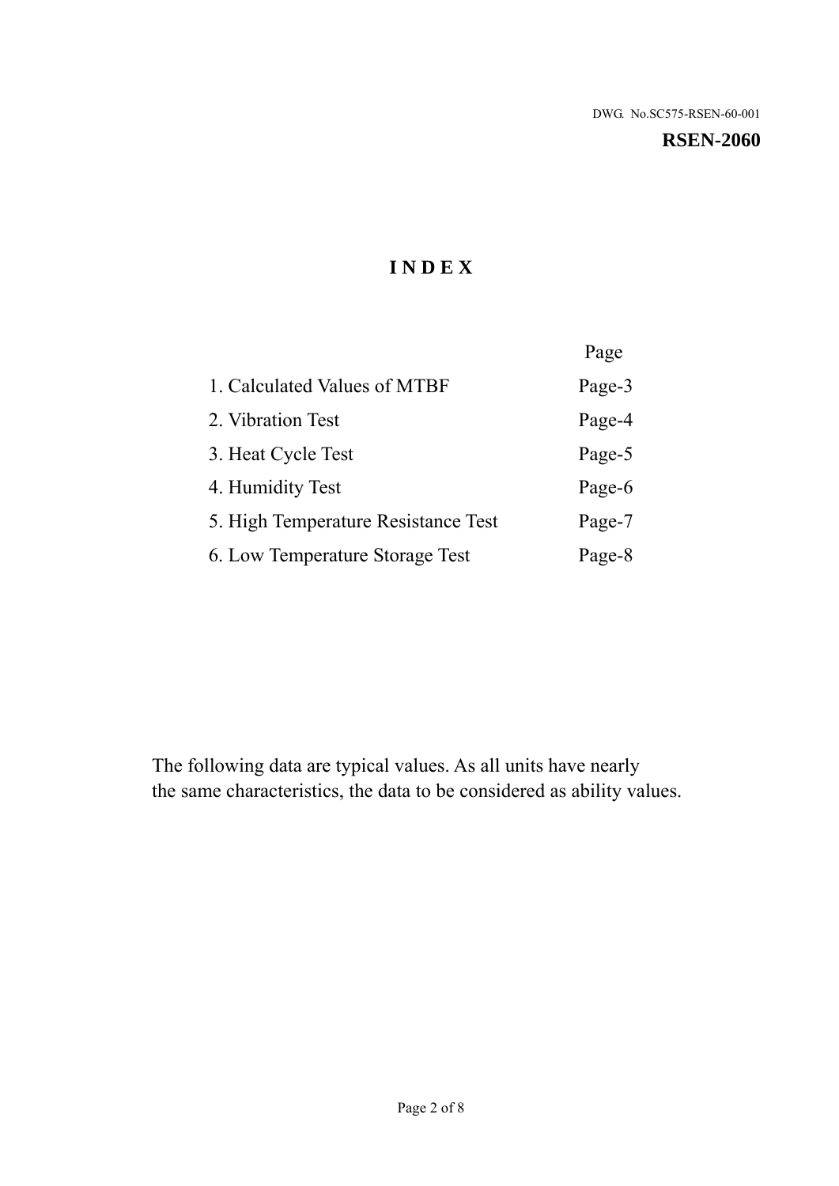DWG. No.SC575-RSEN-60-001

**RSEN-2060**

# INDEX

| | Page |
|---|---|
| 1. Calculated Values of MTBF | Page-3 |
| 2. Vibration Test | Page-4 |
| 3. Heat Cycle Test | Page-5 |
| 4. Humidity Test | Page-6 |
| 5. High Temperature Resistance Test | Page-7 |
| 6. Low Temperature Storage Test | Page-8 |

The following data are typical values. As all units have nearly the same characteristics, the data to be considered as ability values.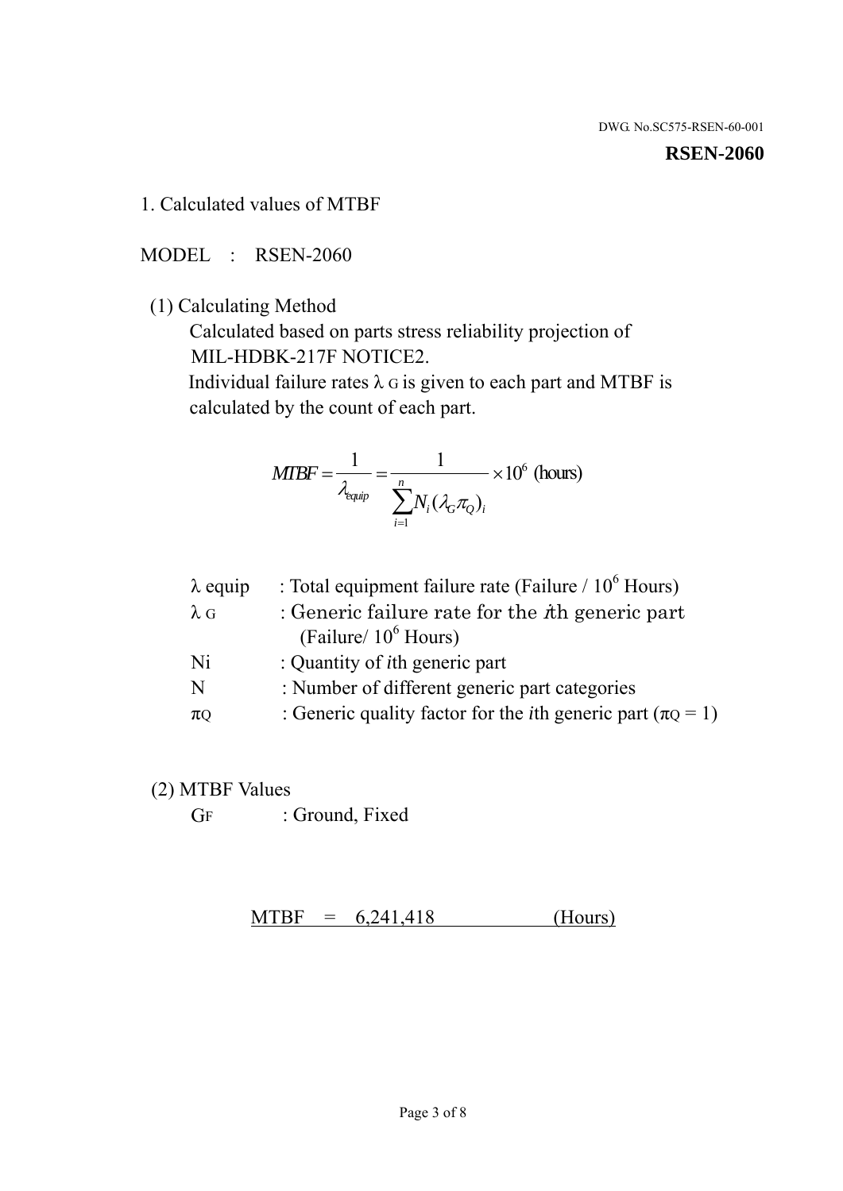DWG. No.SC575-RSEN-60-001

**RSEN-2060**

## 1. Calculated values of MTBF

MODEL : RSEN-2060

(1) Calculating Method

Calculated based on parts stress reliability projection of MIL-HDBK-217F NOTICE2.

Individual failure rates $\lambda_G$ is given to each part and MTBF is calculated by the count of each part.

$$MTBF = \frac{1}{\lambda_{equip}} = \frac{1}{\sum_{i=1}^{n} N_i (\lambda_G \pi_Q)_i} \times 10^6 \text{ (hours)}$$

| | |
|---|---|
| $\lambda$ equip | : Total equipment failure rate (Failure / $10^6$ Hours) |
| $\lambda_G$ | : Generic failure rate for the $i$th generic part (Failure/ $10^6$ Hours) |
| Ni | : Quantity of $i$th generic part |
| N | : Number of different generic part categories |
| $\pi_Q$ | : Generic quality factor for the $i$th generic part ($\pi_Q = 1$) |

(2) MTBF Values

$G_F$ : Ground, Fixed

MTBF = 6,241,418 (Hours)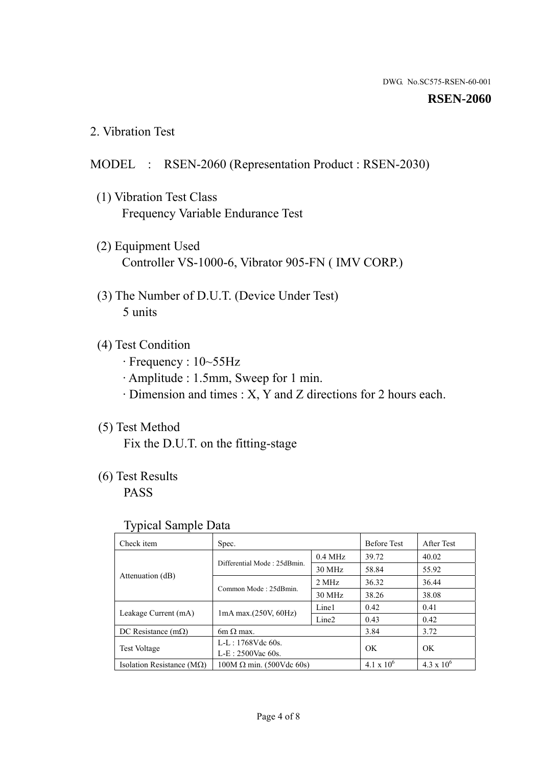DWG. No.SC575-RSEN-60-001

**RSEN-2060**

## 2. Vibration Test

MODEL : RSEN-2060 (Representation Product : RSEN-2030)

(1) Vibration Test Class
Frequency Variable Endurance Test

(2) Equipment Used
Controller VS-1000-6, Vibrator 905-FN ( IMV CORP.)

(3) The Number of D.U.T. (Device Under Test)
5 units

(4) Test Condition
· Frequency : 10~55Hz
· Amplitude : 1.5mm, Sweep for 1 min.
· Dimension and times : X, Y and Z directions for 2 hours each.

(5) Test Method
Fix the D.U.T. on the fitting-stage

(6) Test Results
PASS

Typical Sample Data

| Check item | Spec. | | Before Test | After Test |
|---|---|---|---|---|
| Attenuation (dB) | Differential Mode : 25dBmin. | 0.4 MHz | 39.72 | 40.02 |
| | | 30 MHz | 58.84 | 55.92 |
| | Common Mode : 25dBmin. | 2 MHz | 36.32 | 36.44 |
| | | 30 MHz | 38.26 | 38.08 |
| Leakage Current (mA) | 1mA max.(250V, 60Hz) | Line1 | 0.42 | 0.41 |
| | | Line2 | 0.43 | 0.42 |
| DC Resistance (mΩ) | 6m Ω max. | | 3.84 | 3.72 |
| Test Voltage | L-L : 1768Vdc 60s.<br>L-E : 2500Vac 60s. | | OK | OK |
| Isolation Resistance (MΩ) | 100M Ω min. (500Vdc 60s) | | $4.1 \times 10^6$ | $4.3 \times 10^6$ |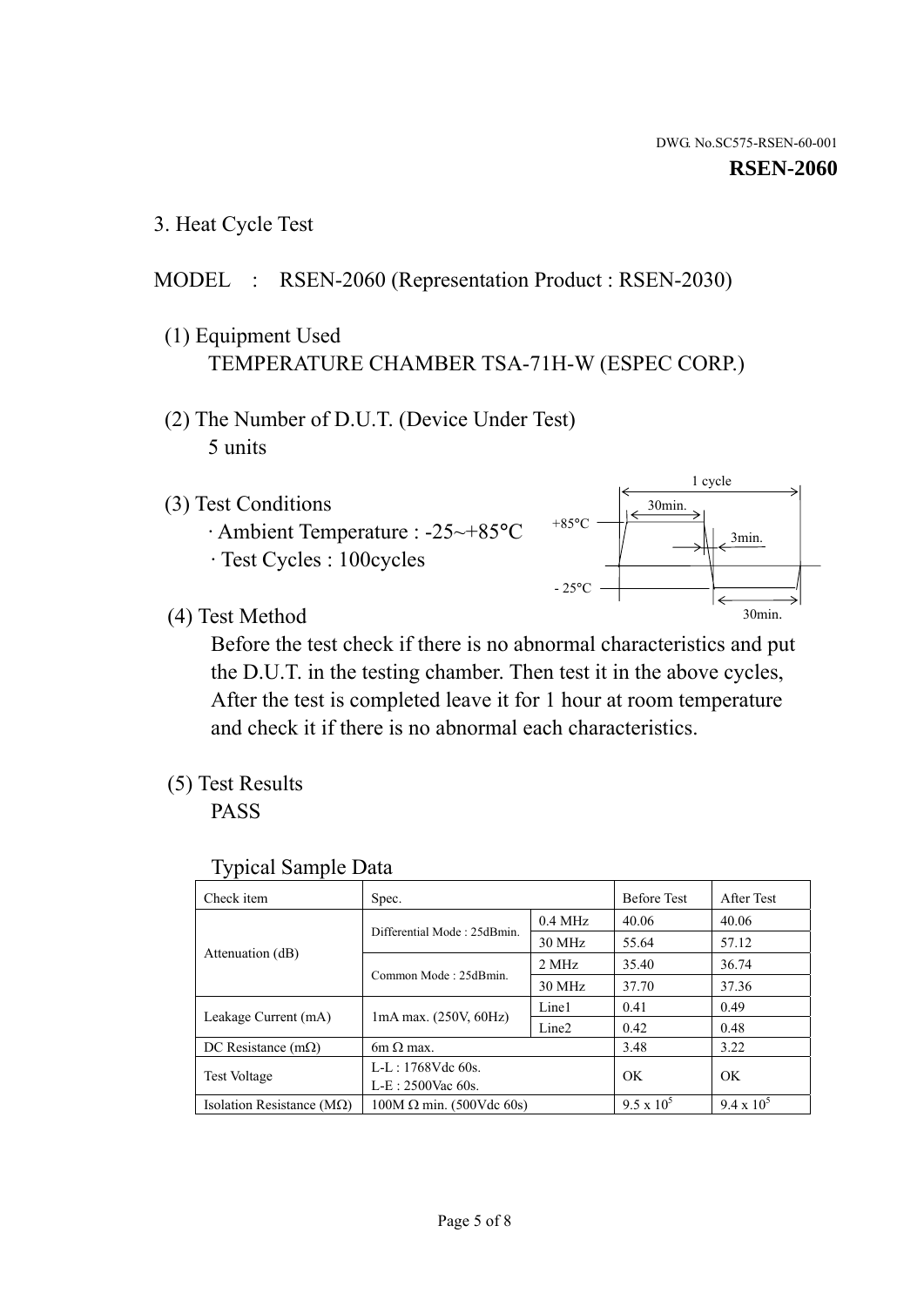DWG. No.SC575-RSEN-60-001

**RSEN-2060**

3. Heat Cycle Test

MODEL : RSEN-2060 (Representation Product : RSEN-2030)

(1) Equipment Used
TEMPERATURE CHAMBER TSA-71H-W (ESPEC CORP.)

(2) The Number of D.U.T. (Device Under Test)
5 units

(3) Test Conditions
· Ambient Temperature : -25~+85°C
· Test Cycles : 100cycles

1 cycle
30min.
+85°C
3min.
- 25°C
30min.

(4) Test Method
Before the test check if there is no abnormal characteristics and put the D.U.T. in the testing chamber. Then test it in the above cycles, After the test is completed leave it for 1 hour at room temperature and check it if there is no abnormal each characteristics.

(5) Test Results
PASS

Typical Sample Data

| Check item | Spec. | | Before Test | After Test |
|---|---|---|---|---|
| Attenuation (dB) | Differential Mode : 25dBmin. | 0.4 MHz | 40.06 | 40.06 |
| | | 30 MHz | 55.64 | 57.12 |
| | Common Mode : 25dBmin. | 2 MHz | 35.40 | 36.74 |
| | | 30 MHz | 37.70 | 37.36 |
| Leakage Current (mA) | 1mA max. (250V, 60Hz) | Line1 | 0.41 | 0.49 |
| | | Line2 | 0.42 | 0.48 |
| DC Resistance (mΩ) | 6m Ω max. | | 3.48 | 3.22 |
| Test Voltage | L-L : 1768Vdc 60s.<br>L-E : 2500Vac 60s. | | OK | OK |
| Isolation Resistance (MΩ) | 100M Ω min. (500Vdc 60s) | | $9.5 \times 10^5$ | $9.4 \times 10^5$ |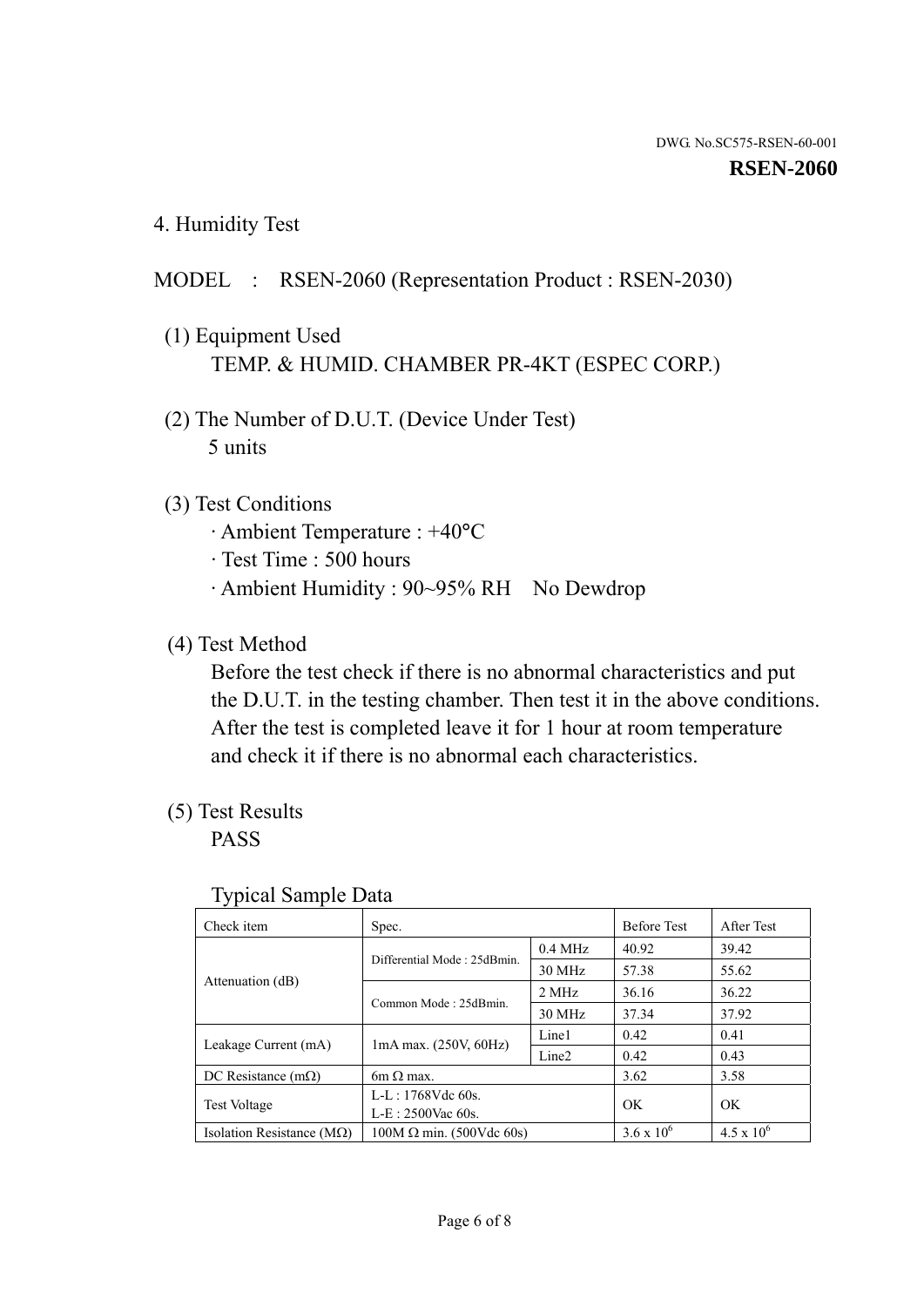DWG. No.SC575-RSEN-60-001

**RSEN-2060**

## 4. Humidity Test

MODEL : RSEN-2060 (Representation Product : RSEN-2030)

(1) Equipment Used

TEMP. & HUMID. CHAMBER PR-4KT (ESPEC CORP.)

(2) The Number of D.U.T. (Device Under Test)

5 units

(3) Test Conditions

· Ambient Temperature : +40°C

· Test Time : 500 hours

· Ambient Humidity : 90~95% RH No Dewdrop

(4) Test Method

Before the test check if there is no abnormal characteristics and put the D.U.T. in the testing chamber. Then test it in the above conditions. After the test is completed leave it for 1 hour at room temperature and check it if there is no abnormal each characteristics.

(5) Test Results

PASS

Typical Sample Data

| Check item | Spec. | | Before Test | After Test |
|---|---|---|---|---|
| Attenuation (dB) | Differential Mode : 25dBmin. | 0.4 MHz | 40.92 | 39.42 |
| | | 30 MHz | 57.38 | 55.62 |
| | Common Mode : 25dBmin. | 2 MHz | 36.16 | 36.22 |
| | | 30 MHz | 37.34 | 37.92 |
| Leakage Current (mA) | 1mA max. (250V, 60Hz) | Line1 | 0.42 | 0.41 |
| | | Line2 | 0.42 | 0.43 |
| DC Resistance (mΩ) | 6m Ω max. | | 3.62 | 3.58 |
| Test Voltage | L-L : 1768Vdc 60s.<br>L-E : 2500Vac 60s. | | OK | OK |
| Isolation Resistance (MΩ) | 100M Ω min. (500Vdc 60s) | | $3.6 \times 10^{6}$ | $4.5 \times 10^{6}$ |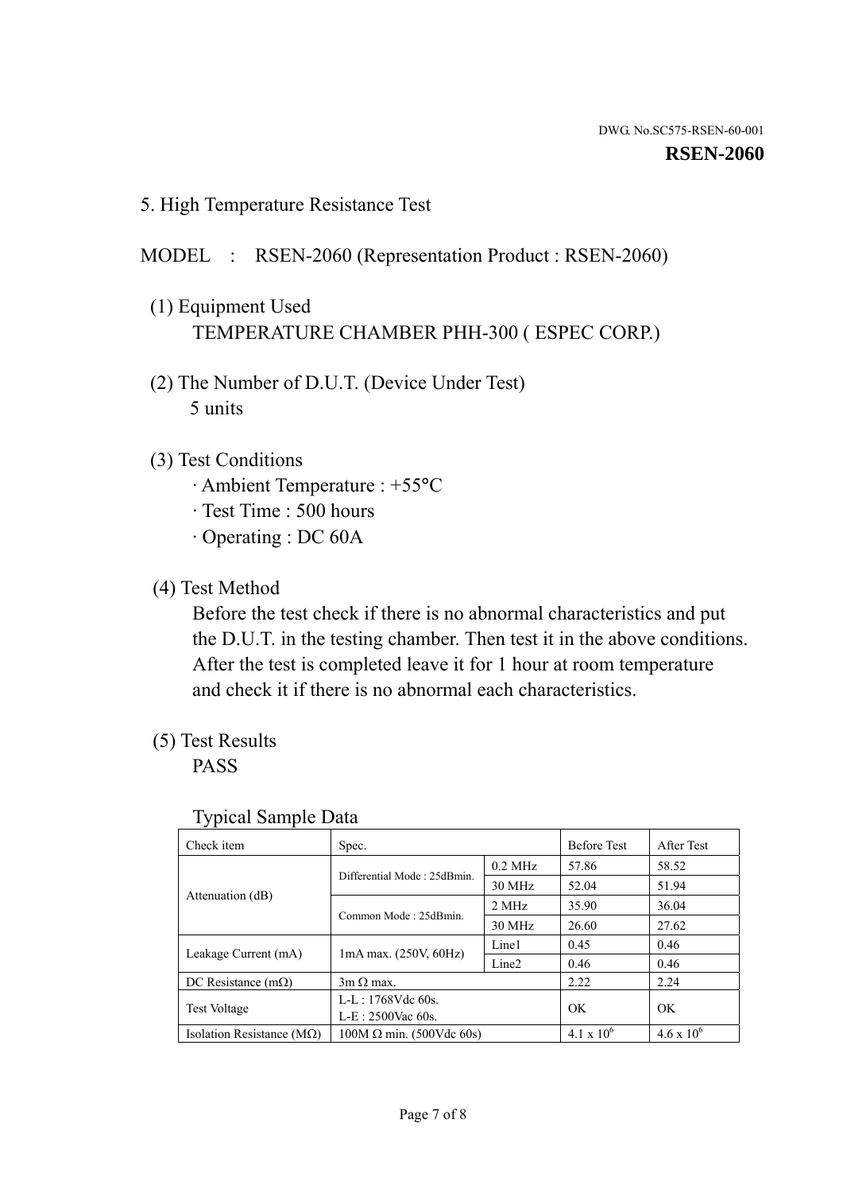DWG. No.SC575-RSEN-60-001

**RSEN-2060**

## 5. High Temperature Resistance Test

MODEL : RSEN-2060 (Representation Product : RSEN-2060)

(1) Equipment Used

TEMPERATURE CHAMBER PHH-300 ( ESPEC CORP.)

(2) The Number of D.U.T. (Device Under Test)

5 units

(3) Test Conditions

· Ambient Temperature : +55°C
· Test Time : 500 hours
· Operating : DC 60A

(4) Test Method

Before the test check if there is no abnormal characteristics and put the D.U.T. in the testing chamber. Then test it in the above conditions. After the test is completed leave it for 1 hour at room temperature and check it if there is no abnormal each characteristics.

(5) Test Results

PASS

Typical Sample Data

| Check item | Spec. | | Before Test | After Test |
|---|---|---|---|---|
| Attenuation (dB) | Differential Mode : 25dBmin. | 0.2 MHz | 57.86 | 58.52 |
| | | 30 MHz | 52.04 | 51.94 |
| | Common Mode : 25dBmin. | 2 MHz | 35.90 | 36.04 |
| | | 30 MHz | 26.60 | 27.62 |
| Leakage Current (mA) | 1mA max. (250V, 60Hz) | Line1 | 0.45 | 0.46 |
| | | Line2 | 0.46 | 0.46 |
| DC Resistance (mΩ) | 3m Ω max. | | 2.22 | 2.24 |
| Test Voltage | L-L : 1768Vdc 60s.<br>L-E : 2500Vac 60s. | | OK | OK |
| Isolation Resistance (MΩ) | 100M Ω min. (500Vdc 60s) | | $4.1 \times 10^6$ | $4.6 \times 10^6$ |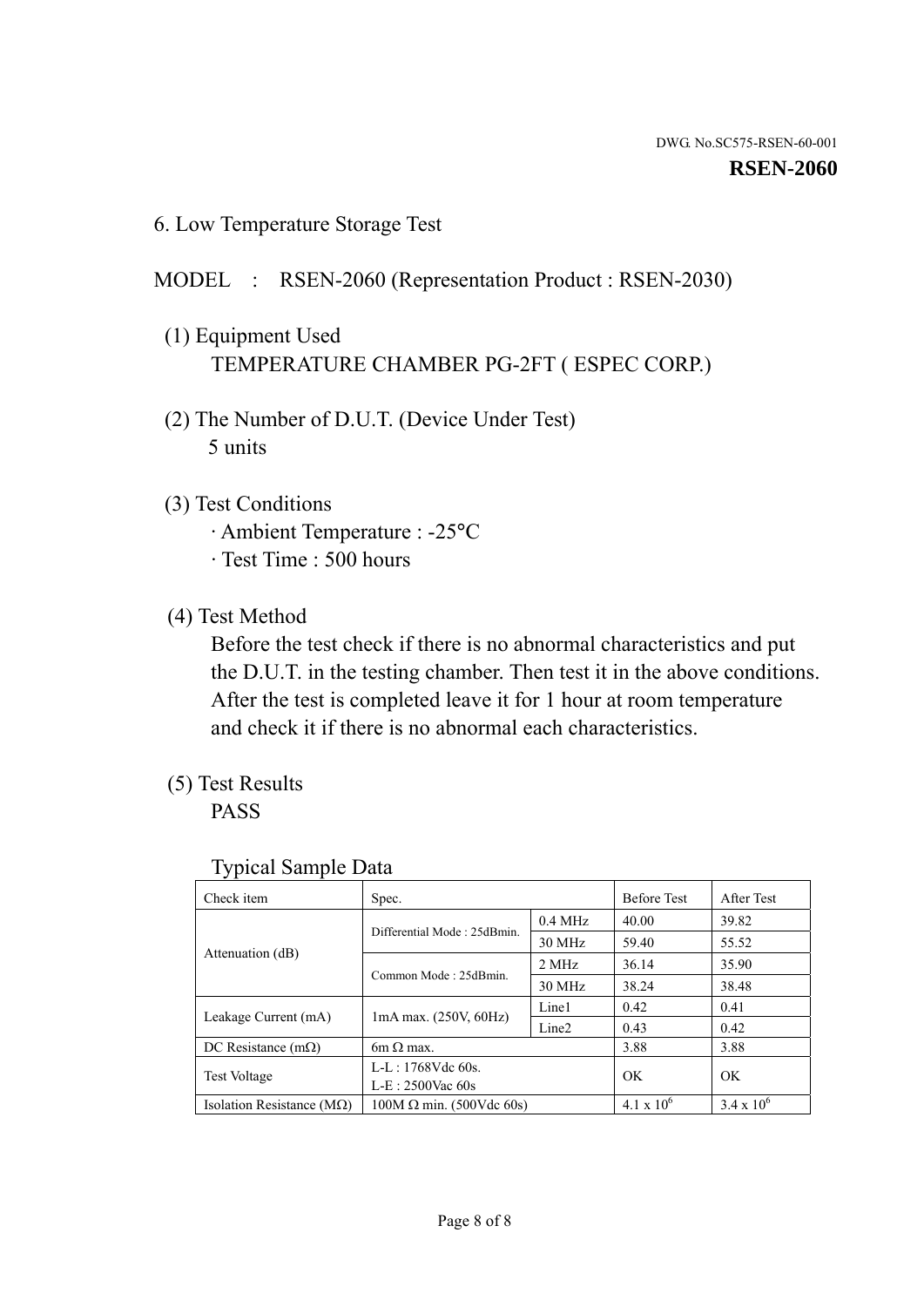DWG. No.SC575-RSEN-60-001

**RSEN-2060**

## 6. Low Temperature Storage Test

MODEL : RSEN-2060 (Representation Product : RSEN-2030)

(1) Equipment Used
TEMPERATURE CHAMBER PG-2FT ( ESPEC CORP.)

(2) The Number of D.U.T. (Device Under Test)
5 units

(3) Test Conditions
· Ambient Temperature : -25°C
· Test Time : 500 hours

(4) Test Method
Before the test check if there is no abnormal characteristics and put the D.U.T. in the testing chamber. Then test it in the above conditions. After the test is completed leave it for 1 hour at room temperature and check it if there is no abnormal each characteristics.

(5) Test Results
PASS

Typical Sample Data

| Check item | Spec. | | Before Test | After Test |
|---|---|---|---|---|
| Attenuation (dB) | Differential Mode : 25dBmin. | 0.4 MHz | 40.00 | 39.82 |
| | | 30 MHz | 59.40 | 55.52 |
| | Common Mode : 25dBmin. | 2 MHz | 36.14 | 35.90 |
| | | 30 MHz | 38.24 | 38.48 |
| Leakage Current (mA) | 1mA max. (250V, 60Hz) | Line1 | 0.42 | 0.41 |
| | | Line2 | 0.43 | 0.42 |
| DC Resistance (mΩ) | 6m Ω max. | | 3.88 | 3.88 |
| Test Voltage | L-L : 1768Vdc 60s. L-E : 2500Vac 60s | | OK | OK |
| Isolation Resistance (MΩ) | 100M Ω min. (500Vdc 60s) | | $4.1 \times 10^6$ | $3.4 \times 10^6$ |